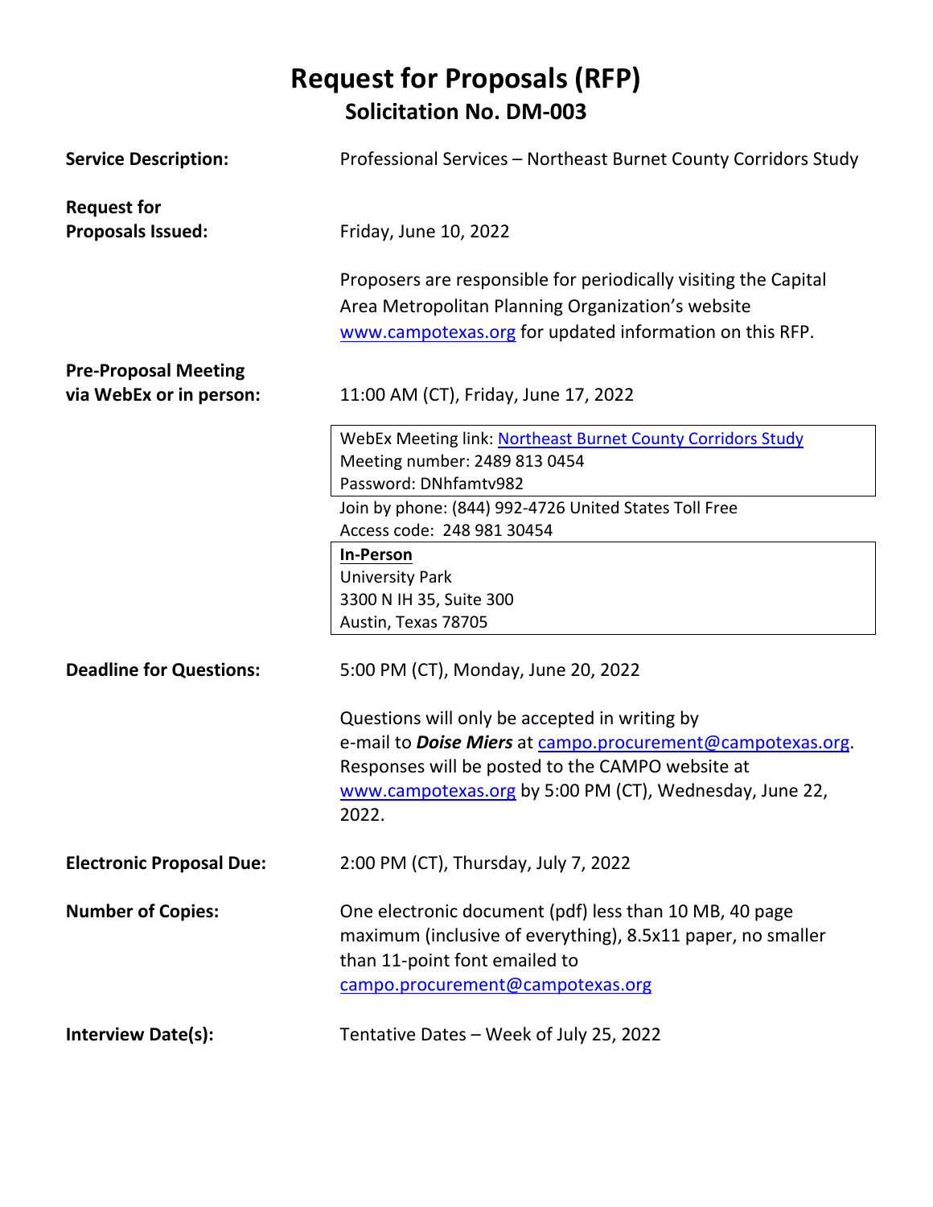# Request for Proposals (RFP)

## Solicitation No. DM-003

| | |
|---|---|
| **Service Description:** | Professional Services – Northeast Burnet County Corridors Study |
| **Request for Proposals Issued:** | Friday, June 10, 2022<br><br>Proposers are responsible for periodically visiting the Capital Area Metropolitan Planning Organization's website www.campotexas.org for updated information on this RFP. |
| **Pre-Proposal Meeting via WebEx or in person:** | 11:00 AM (CT), Friday, June 17, 2022<br><br>WebEx Meeting link: Northeast Burnet County Corridors Study<br>Meeting number: 2489 813 0454<br>Password: DNhfamtv982<br><br>Join by phone: (844) 992-4726 United States Toll Free<br>Access code: 248 981 30454<br><br>**In-Person**<br>University Park<br>3300 N IH 35, Suite 300<br>Austin, Texas 78705 |
| **Deadline for Questions:** | 5:00 PM (CT), Monday, June 20, 2022<br><br>Questions will only be accepted in writing by e-mail to ***Doise Miers*** at campo.procurement@campotexas.org. Responses will be posted to the CAMPO website at www.campotexas.org by 5:00 PM (CT), Wednesday, June 22, 2022. |
| **Electronic Proposal Due:** | 2:00 PM (CT), Thursday, July 7, 2022 |
| **Number of Copies:** | One electronic document (pdf) less than 10 MB, 40 page maximum (inclusive of everything), 8.5x11 paper, no smaller than 11-point font emailed to campo.procurement@campotexas.org |
| **Interview Date(s):** | Tentative Dates – Week of July 25, 2022 |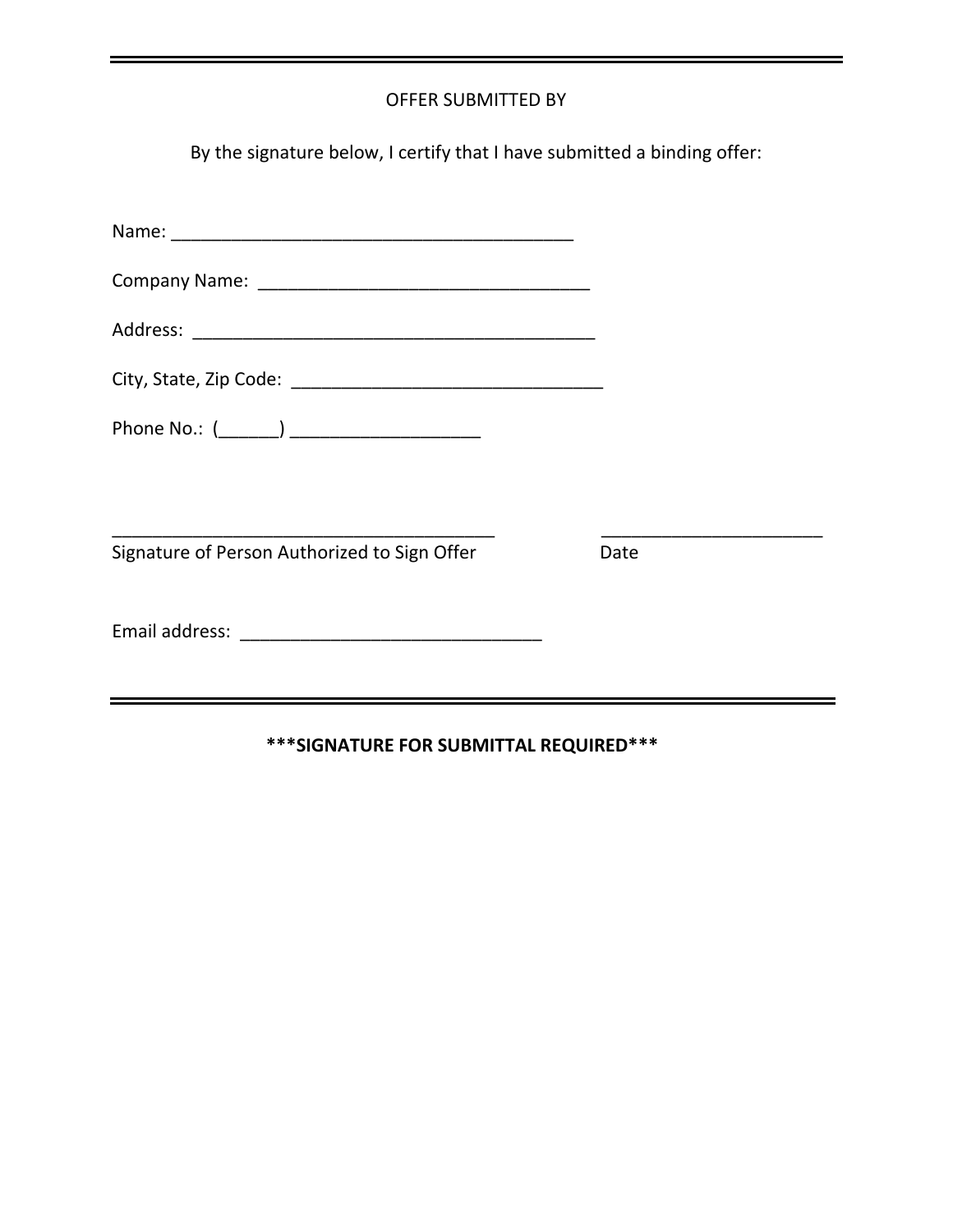OFFER SUBMITTED BY

By the signature below, I certify that I have submitted a binding offer:

Name: ________________________________________

Company Name: _________________________________

Address: ________________________________________

City, State, Zip Code: _______________________________

Phone No.: (______) ___________________

_______________________________________ ______________________

Signature of Person Authorized to Sign Offer Date

Email address: ______________________________

---

**\*\*\*SIGNATURE FOR SUBMITTAL REQUIRED\*\*\***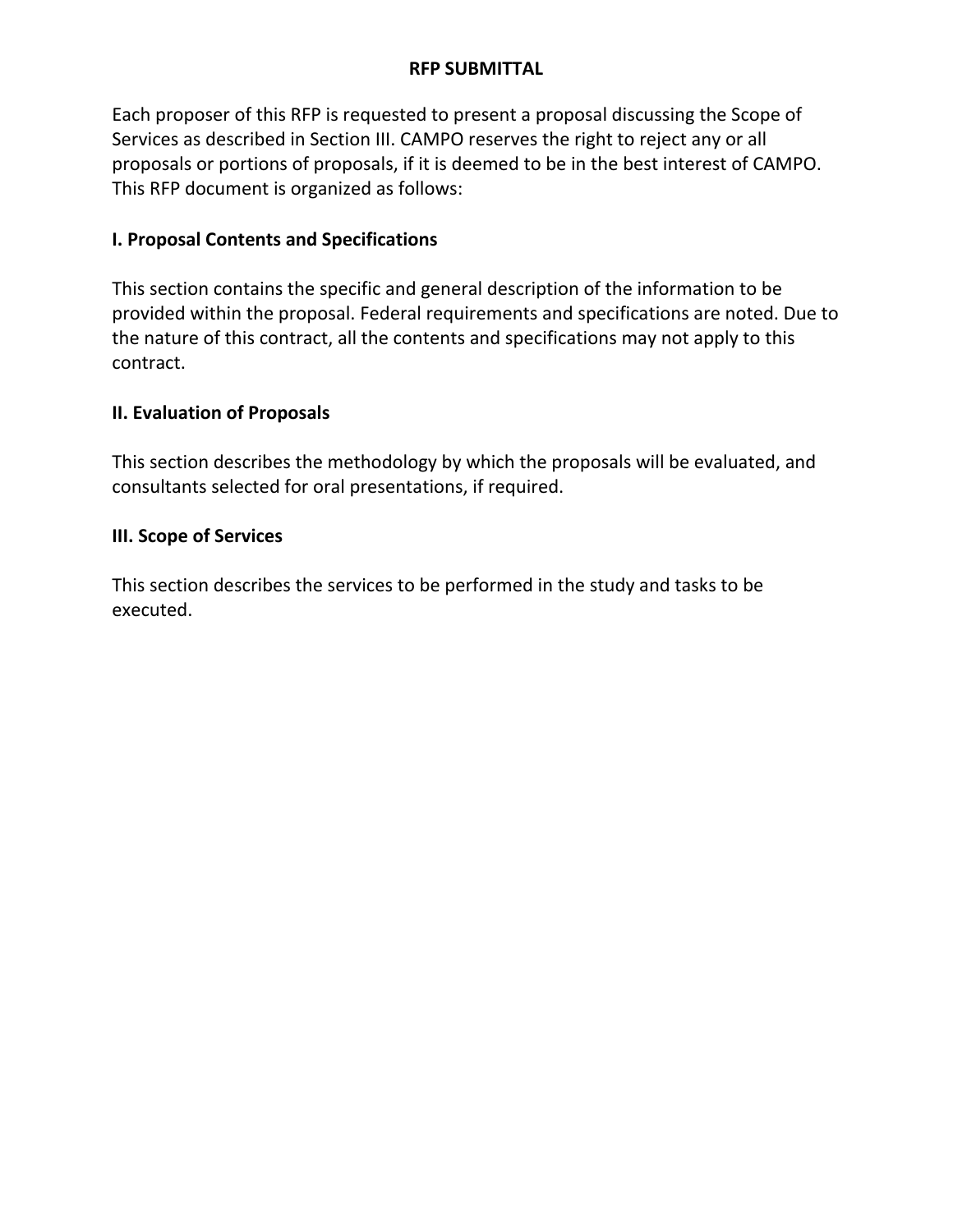# RFP SUBMITTAL

Each proposer of this RFP is requested to present a proposal discussing the Scope of Services as described in Section III. CAMPO reserves the right to reject any or all proposals or portions of proposals, if it is deemed to be in the best interest of CAMPO. This RFP document is organized as follows:

## I. Proposal Contents and Specifications

This section contains the specific and general description of the information to be provided within the proposal. Federal requirements and specifications are noted. Due to the nature of this contract, all the contents and specifications may not apply to this contract.

## II. Evaluation of Proposals

This section describes the methodology by which the proposals will be evaluated, and consultants selected for oral presentations, if required.

## III. Scope of Services

This section describes the services to be performed in the study and tasks to be executed.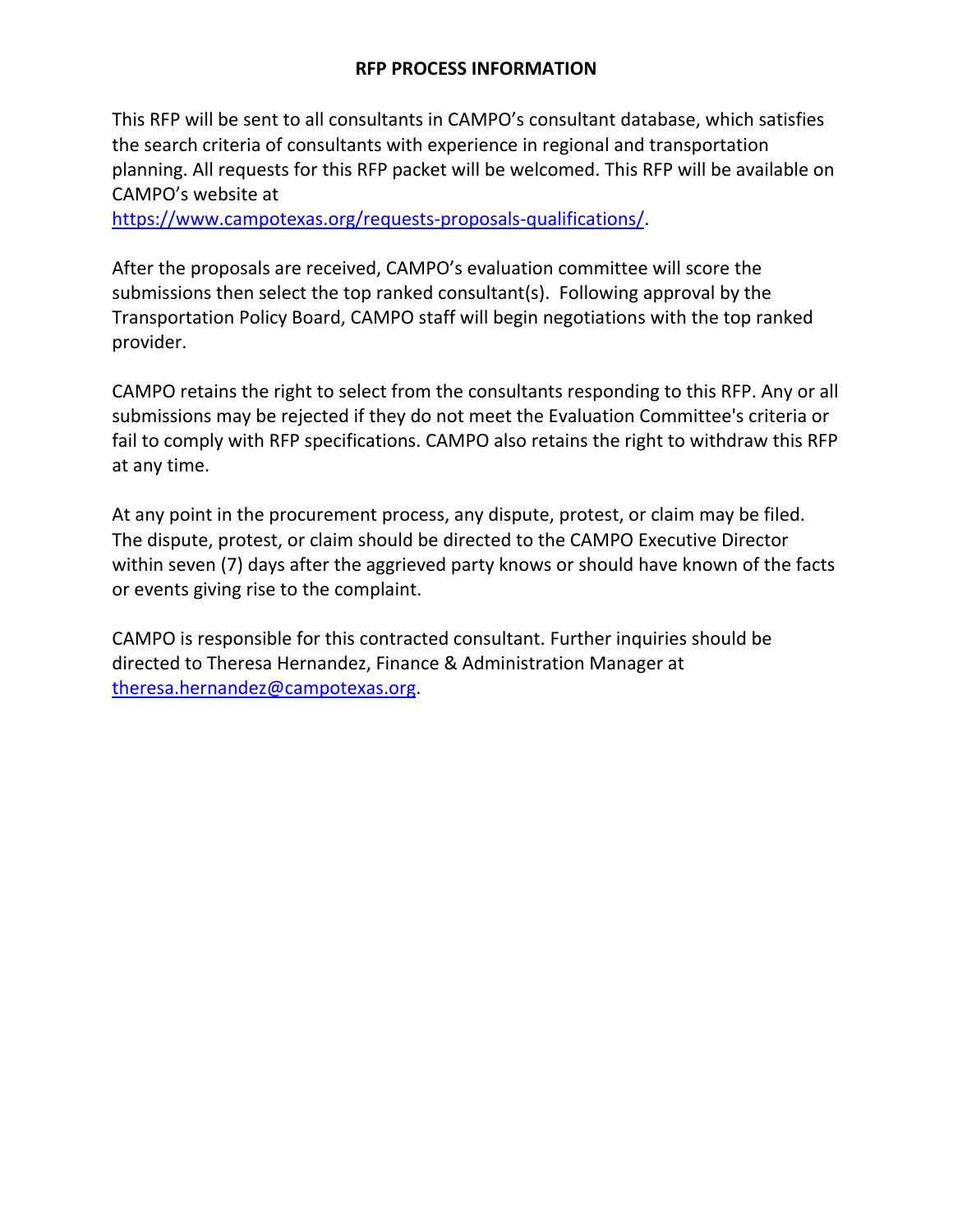## RFP PROCESS INFORMATION

This RFP will be sent to all consultants in CAMPO's consultant database, which satisfies the search criteria of consultants with experience in regional and transportation planning. All requests for this RFP packet will be welcomed. This RFP will be available on CAMPO's website at https://www.campotexas.org/requests-proposals-qualifications/.

After the proposals are received, CAMPO's evaluation committee will score the submissions then select the top ranked consultant(s). Following approval by the Transportation Policy Board, CAMPO staff will begin negotiations with the top ranked provider.

CAMPO retains the right to select from the consultants responding to this RFP. Any or all submissions may be rejected if they do not meet the Evaluation Committee's criteria or fail to comply with RFP specifications. CAMPO also retains the right to withdraw this RFP at any time.

At any point in the procurement process, any dispute, protest, or claim may be filed. The dispute, protest, or claim should be directed to the CAMPO Executive Director within seven (7) days after the aggrieved party knows or should have known of the facts or events giving rise to the complaint.

CAMPO is responsible for this contracted consultant. Further inquiries should be directed to Theresa Hernandez, Finance & Administration Manager at theresa.hernandez@campotexas.org.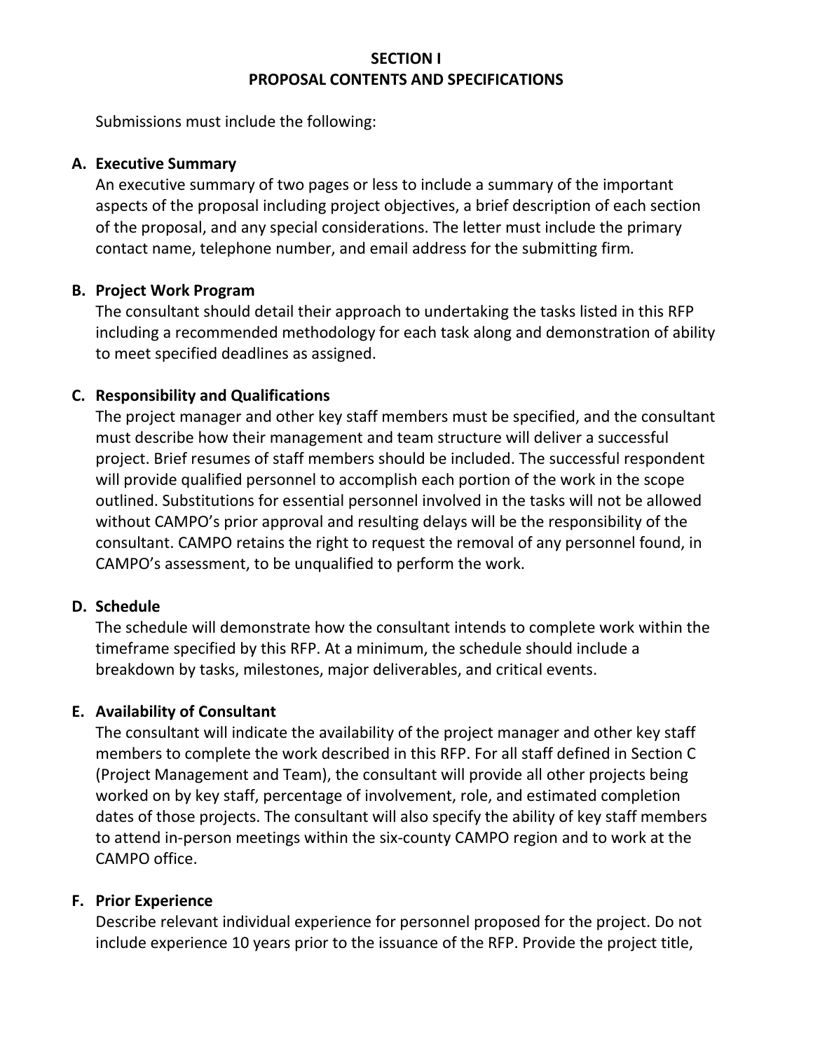# SECTION I
# PROPOSAL CONTENTS AND SPECIFICATIONS

Submissions must include the following:

**A. Executive Summary**

An executive summary of two pages or less to include a summary of the important aspects of the proposal including project objectives, a brief description of each section of the proposal, and any special considerations. The letter must include the primary contact name, telephone number, and email address for the submitting firm.

**B. Project Work Program**

The consultant should detail their approach to undertaking the tasks listed in this RFP including a recommended methodology for each task along and demonstration of ability to meet specified deadlines as assigned.

**C. Responsibility and Qualifications**

The project manager and other key staff members must be specified, and the consultant must describe how their management and team structure will deliver a successful project. Brief resumes of staff members should be included. The successful respondent will provide qualified personnel to accomplish each portion of the work in the scope outlined. Substitutions for essential personnel involved in the tasks will not be allowed without CAMPO's prior approval and resulting delays will be the responsibility of the consultant. CAMPO retains the right to request the removal of any personnel found, in CAMPO's assessment, to be unqualified to perform the work.

**D. Schedule**

The schedule will demonstrate how the consultant intends to complete work within the timeframe specified by this RFP. At a minimum, the schedule should include a breakdown by tasks, milestones, major deliverables, and critical events.

**E. Availability of Consultant**

The consultant will indicate the availability of the project manager and other key staff members to complete the work described in this RFP. For all staff defined in Section C (Project Management and Team), the consultant will provide all other projects being worked on by key staff, percentage of involvement, role, and estimated completion dates of those projects. The consultant will also specify the ability of key staff members to attend in-person meetings within the six-county CAMPO region and to work at the CAMPO office.

**F. Prior Experience**

Describe relevant individual experience for personnel proposed for the project. Do not include experience 10 years prior to the issuance of the RFP. Provide the project title,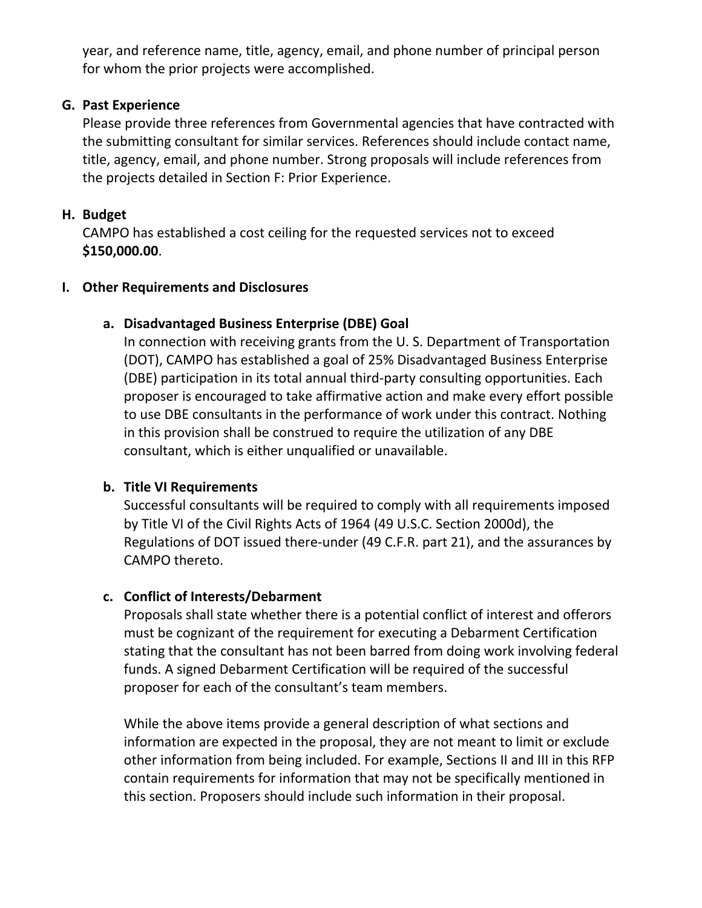year, and reference name, title, agency, email, and phone number of principal person for whom the prior projects were accomplished.

### G. Past Experience

Please provide three references from Governmental agencies that have contracted with the submitting consultant for similar services. References should include contact name, title, agency, email, and phone number. Strong proposals will include references from the projects detailed in Section F: Prior Experience.

### H. Budget

CAMPO has established a cost ceiling for the requested services not to exceed **$150,000.00**.

### I. Other Requirements and Disclosures

#### a. Disadvantaged Business Enterprise (DBE) Goal

In connection with receiving grants from the U. S. Department of Transportation (DOT), CAMPO has established a goal of 25% Disadvantaged Business Enterprise (DBE) participation in its total annual third-party consulting opportunities. Each proposer is encouraged to take affirmative action and make every effort possible to use DBE consultants in the performance of work under this contract. Nothing in this provision shall be construed to require the utilization of any DBE consultant, which is either unqualified or unavailable.

#### b. Title VI Requirements

Successful consultants will be required to comply with all requirements imposed by Title VI of the Civil Rights Acts of 1964 (49 U.S.C. Section 2000d), the Regulations of DOT issued there-under (49 C.F.R. part 21), and the assurances by CAMPO thereto.

#### c. Conflict of Interests/Debarment

Proposals shall state whether there is a potential conflict of interest and offerors must be cognizant of the requirement for executing a Debarment Certification stating that the consultant has not been barred from doing work involving federal funds. A signed Debarment Certification will be required of the successful proposer for each of the consultant's team members.

While the above items provide a general description of what sections and information are expected in the proposal, they are not meant to limit or exclude other information from being included. For example, Sections II and III in this RFP contain requirements for information that may not be specifically mentioned in this section. Proposers should include such information in their proposal.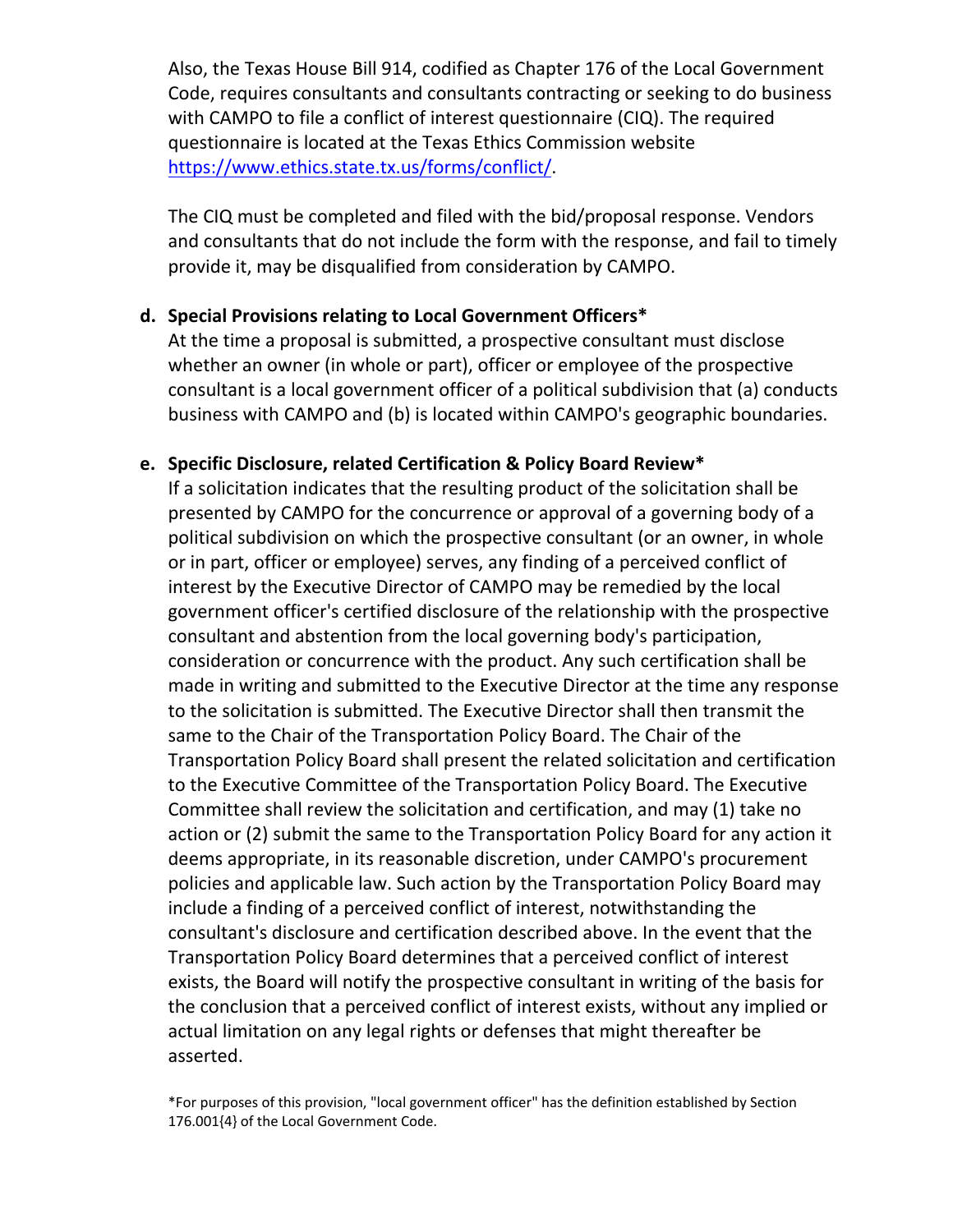Also, the Texas House Bill 914, codified as Chapter 176 of the Local Government Code, requires consultants and consultants contracting or seeking to do business with CAMPO to file a conflict of interest questionnaire (CIQ). The required questionnaire is located at the Texas Ethics Commission website https://www.ethics.state.tx.us/forms/conflict/.

The CIQ must be completed and filed with the bid/proposal response. Vendors and consultants that do not include the form with the response, and fail to timely provide it, may be disqualified from consideration by CAMPO.

**d. Special Provisions relating to Local Government Officers***

At the time a proposal is submitted, a prospective consultant must disclose whether an owner (in whole or part), officer or employee of the prospective consultant is a local government officer of a political subdivision that (a) conducts business with CAMPO and (b) is located within CAMPO's geographic boundaries.

**e. Specific Disclosure, related Certification & Policy Board Review***

If a solicitation indicates that the resulting product of the solicitation shall be presented by CAMPO for the concurrence or approval of a governing body of a political subdivision on which the prospective consultant (or an owner, in whole or in part, officer or employee) serves, any finding of a perceived conflict of interest by the Executive Director of CAMPO may be remedied by the local government officer's certified disclosure of the relationship with the prospective consultant and abstention from the local governing body's participation, consideration or concurrence with the product. Any such certification shall be made in writing and submitted to the Executive Director at the time any response to the solicitation is submitted. The Executive Director shall then transmit the same to the Chair of the Transportation Policy Board. The Chair of the Transportation Policy Board shall present the related solicitation and certification to the Executive Committee of the Transportation Policy Board. The Executive Committee shall review the solicitation and certification, and may (1) take no action or (2) submit the same to the Transportation Policy Board for any action it deems appropriate, in its reasonable discretion, under CAMPO's procurement policies and applicable law. Such action by the Transportation Policy Board may include a finding of a perceived conflict of interest, notwithstanding the consultant's disclosure and certification described above. In the event that the Transportation Policy Board determines that a perceived conflict of interest exists, the Board will notify the prospective consultant in writing of the basis for the conclusion that a perceived conflict of interest exists, without any implied or actual limitation on any legal rights or defenses that might thereafter be asserted.

*For purposes of this provision, "local government officer" has the definition established by Section 176.001{4} of the Local Government Code.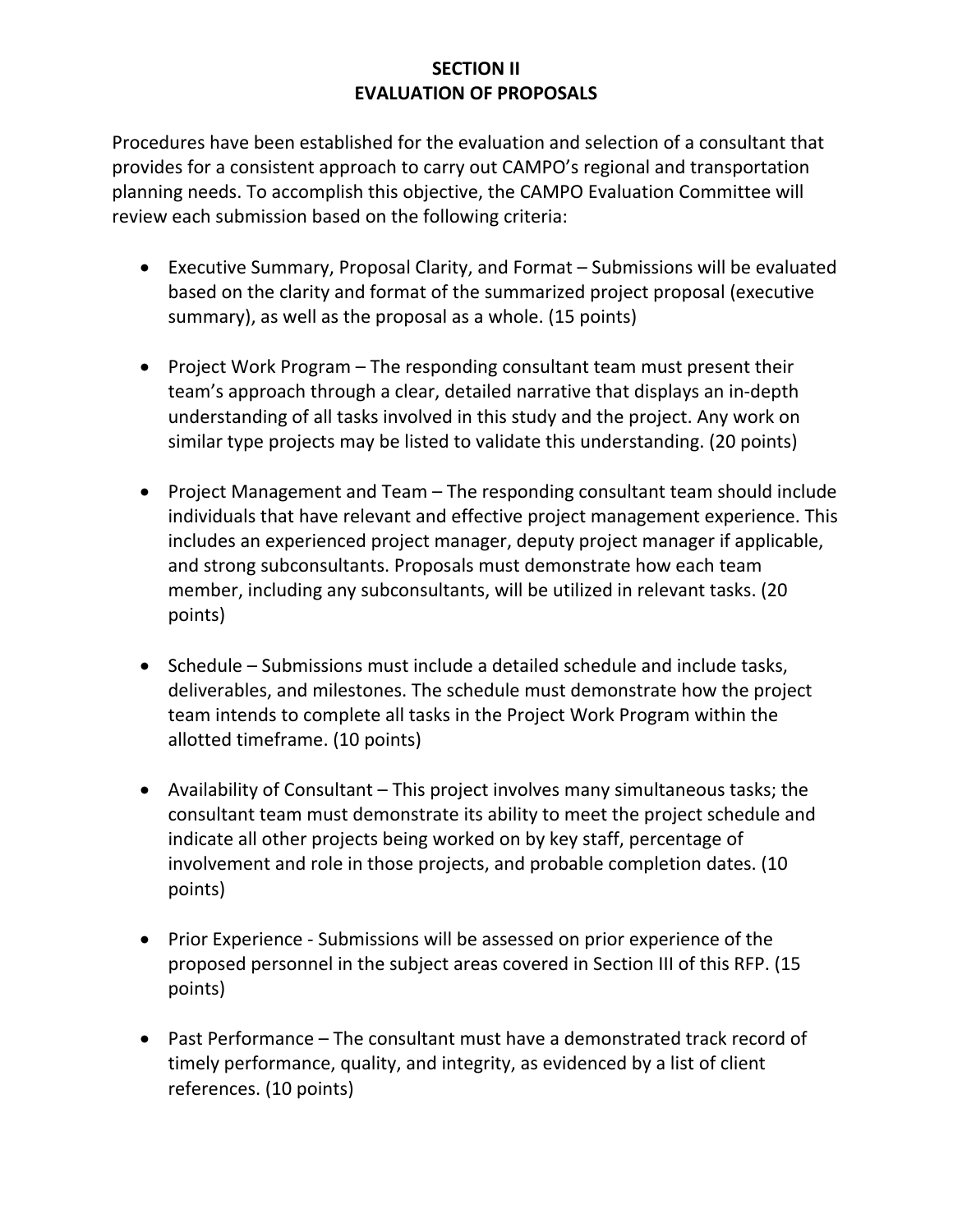# SECTION II
# EVALUATION OF PROPOSALS

Procedures have been established for the evaluation and selection of a consultant that provides for a consistent approach to carry out CAMPO's regional and transportation planning needs. To accomplish this objective, the CAMPO Evaluation Committee will review each submission based on the following criteria:

- Executive Summary, Proposal Clarity, and Format – Submissions will be evaluated based on the clarity and format of the summarized project proposal (executive summary), as well as the proposal as a whole. (15 points)

- Project Work Program – The responding consultant team must present their team's approach through a clear, detailed narrative that displays an in-depth understanding of all tasks involved in this study and the project. Any work on similar type projects may be listed to validate this understanding. (20 points)

- Project Management and Team – The responding consultant team should include individuals that have relevant and effective project management experience. This includes an experienced project manager, deputy project manager if applicable, and strong subconsultants. Proposals must demonstrate how each team member, including any subconsultants, will be utilized in relevant tasks. (20 points)

- Schedule – Submissions must include a detailed schedule and include tasks, deliverables, and milestones. The schedule must demonstrate how the project team intends to complete all tasks in the Project Work Program within the allotted timeframe. (10 points)

- Availability of Consultant – This project involves many simultaneous tasks; the consultant team must demonstrate its ability to meet the project schedule and indicate all other projects being worked on by key staff, percentage of involvement and role in those projects, and probable completion dates. (10 points)

- Prior Experience - Submissions will be assessed on prior experience of the proposed personnel in the subject areas covered in Section III of this RFP. (15 points)

- Past Performance – The consultant must have a demonstrated track record of timely performance, quality, and integrity, as evidenced by a list of client references. (10 points)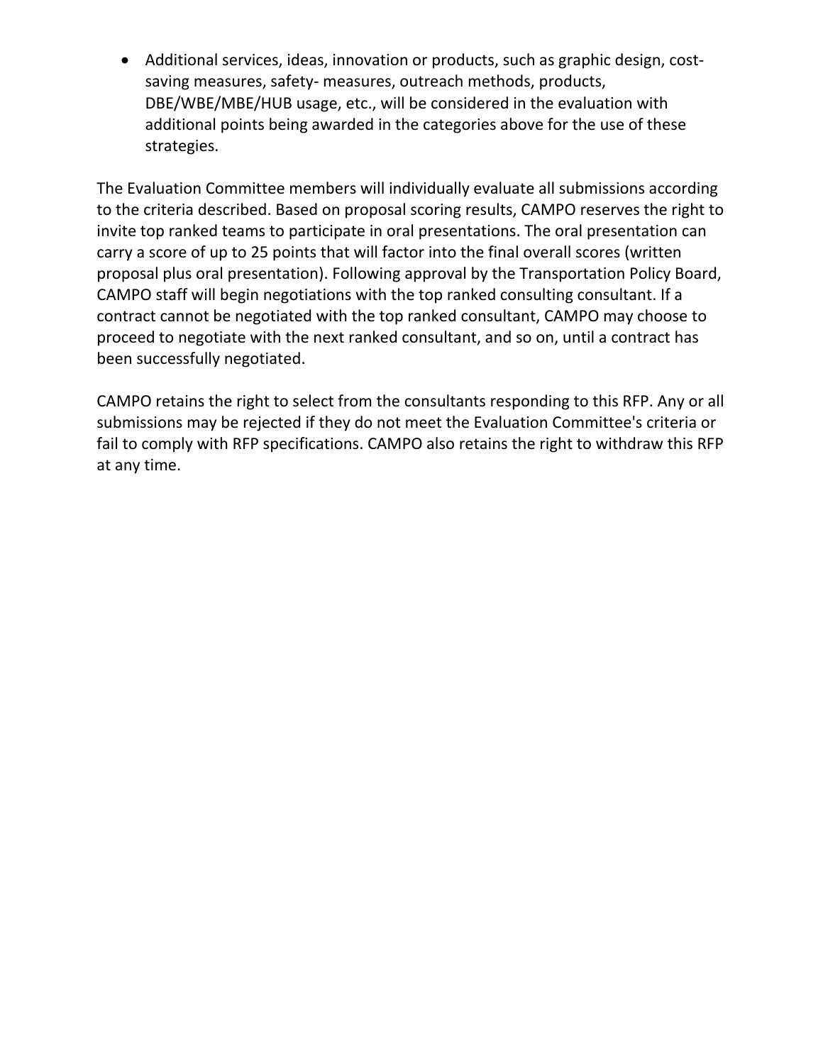- Additional services, ideas, innovation or products, such as graphic design, cost-saving measures, safety- measures, outreach methods, products, DBE/WBE/MBE/HUB usage, etc., will be considered in the evaluation with additional points being awarded in the categories above for the use of these strategies.

The Evaluation Committee members will individually evaluate all submissions according to the criteria described. Based on proposal scoring results, CAMPO reserves the right to invite top ranked teams to participate in oral presentations. The oral presentation can carry a score of up to 25 points that will factor into the final overall scores (written proposal plus oral presentation). Following approval by the Transportation Policy Board, CAMPO staff will begin negotiations with the top ranked consulting consultant. If a contract cannot be negotiated with the top ranked consultant, CAMPO may choose to proceed to negotiate with the next ranked consultant, and so on, until a contract has been successfully negotiated.

CAMPO retains the right to select from the consultants responding to this RFP. Any or all submissions may be rejected if they do not meet the Evaluation Committee's criteria or fail to comply with RFP specifications. CAMPO also retains the right to withdraw this RFP at any time.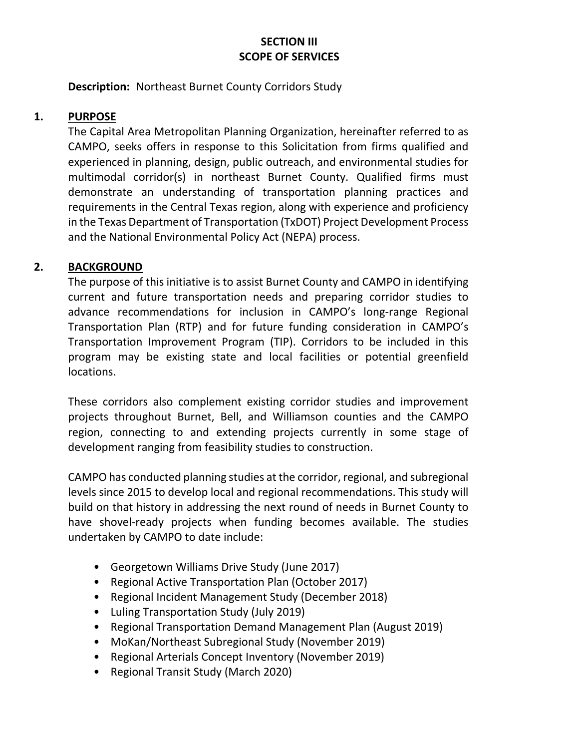# SECTION III
# SCOPE OF SERVICES

**Description:** Northeast Burnet County Corridors Study

## 1. PURPOSE

The Capital Area Metropolitan Planning Organization, hereinafter referred to as CAMPO, seeks offers in response to this Solicitation from firms qualified and experienced in planning, design, public outreach, and environmental studies for multimodal corridor(s) in northeast Burnet County. Qualified firms must demonstrate an understanding of transportation planning practices and requirements in the Central Texas region, along with experience and proficiency in the Texas Department of Transportation (TxDOT) Project Development Process and the National Environmental Policy Act (NEPA) process.

## 2. BACKGROUND

The purpose of this initiative is to assist Burnet County and CAMPO in identifying current and future transportation needs and preparing corridor studies to advance recommendations for inclusion in CAMPO's long-range Regional Transportation Plan (RTP) and for future funding consideration in CAMPO's Transportation Improvement Program (TIP). Corridors to be included in this program may be existing state and local facilities or potential greenfield locations.

These corridors also complement existing corridor studies and improvement projects throughout Burnet, Bell, and Williamson counties and the CAMPO region, connecting to and extending projects currently in some stage of development ranging from feasibility studies to construction.

CAMPO has conducted planning studies at the corridor, regional, and subregional levels since 2015 to develop local and regional recommendations. This study will build on that history in addressing the next round of needs in Burnet County to have shovel-ready projects when funding becomes available. The studies undertaken by CAMPO to date include:

- Georgetown Williams Drive Study (June 2017)
- Regional Active Transportation Plan (October 2017)
- Regional Incident Management Study (December 2018)
- Luling Transportation Study (July 2019)
- Regional Transportation Demand Management Plan (August 2019)
- MoKan/Northeast Subregional Study (November 2019)
- Regional Arterials Concept Inventory (November 2019)
- Regional Transit Study (March 2020)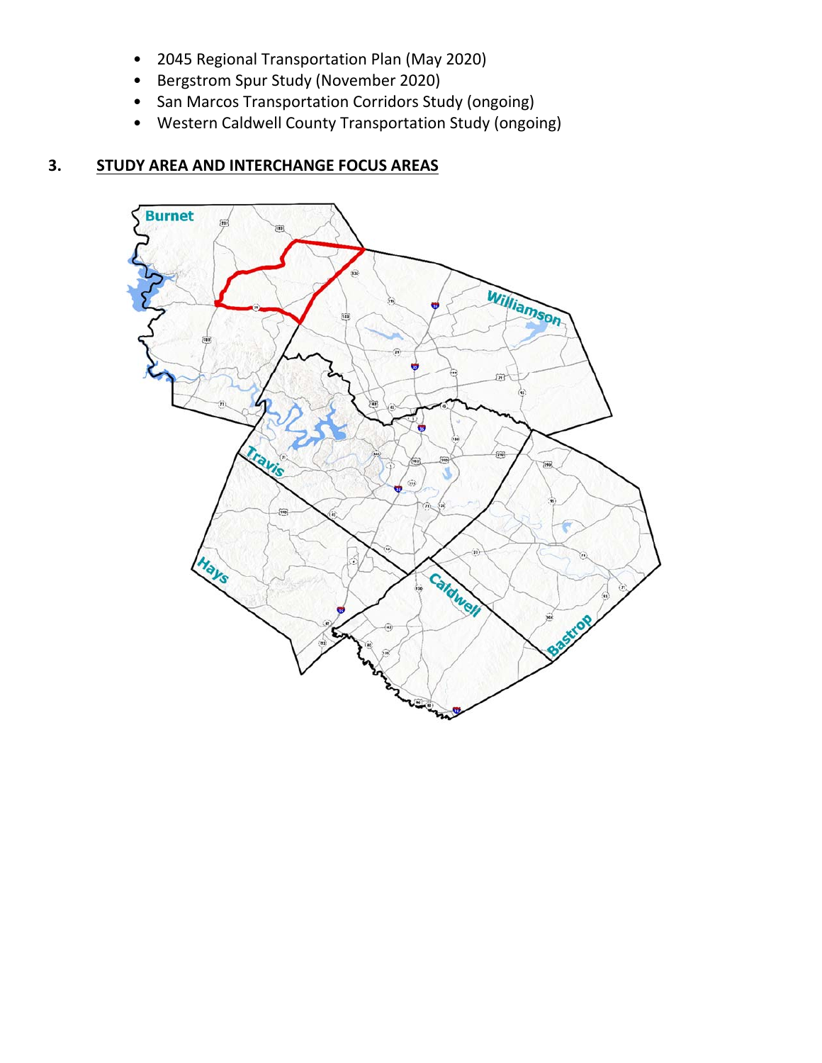- 2045 Regional Transportation Plan (May 2020)
- Bergstrom Spur Study (November 2020)
- San Marcos Transportation Corridors Study (ongoing)
- Western Caldwell County Transportation Study (ongoing)

## 3. STUDY AREA AND INTERCHANGE FOCUS AREAS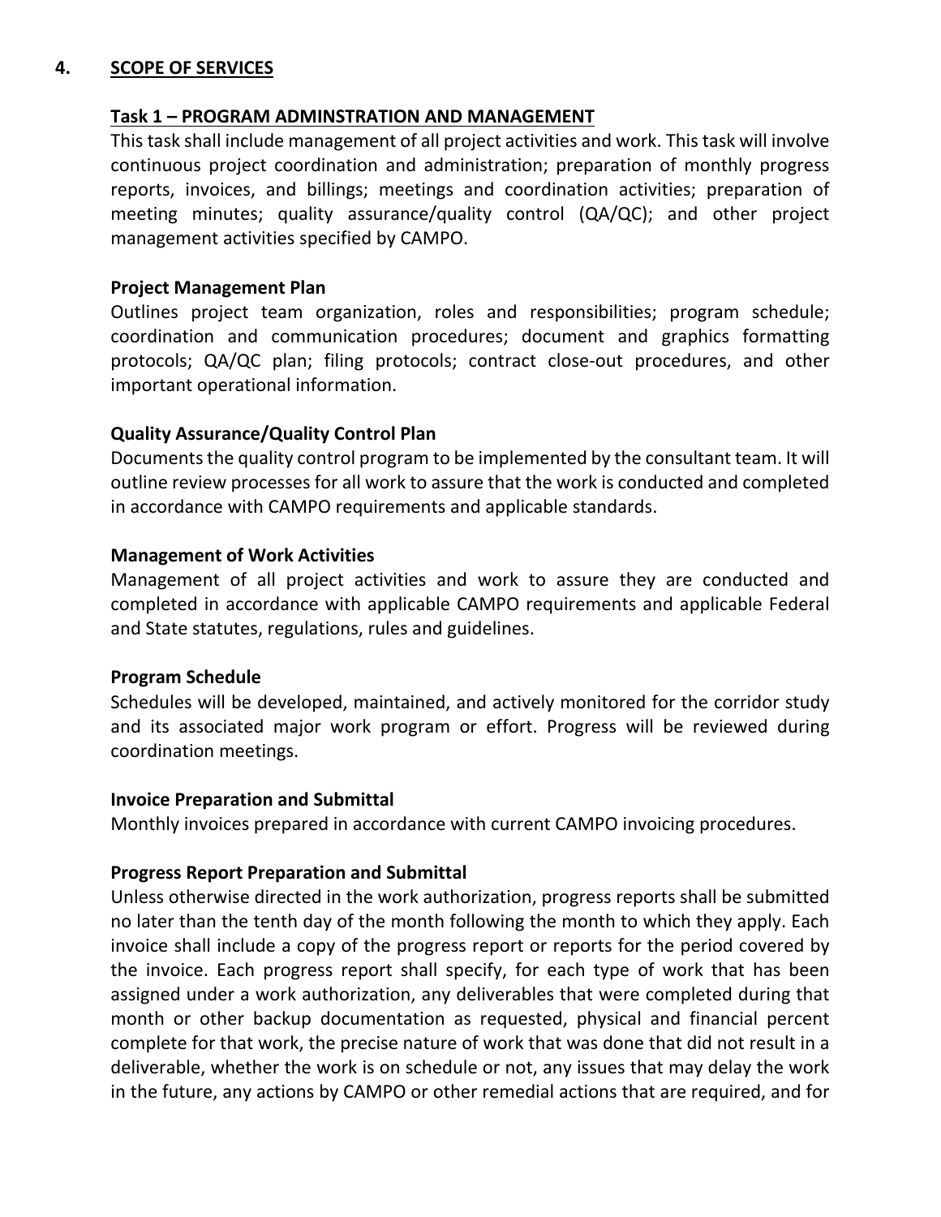## 4. SCOPE OF SERVICES

### Task 1 – PROGRAM ADMINSTRATION AND MANAGEMENT

This task shall include management of all project activities and work. This task will involve continuous project coordination and administration; preparation of monthly progress reports, invoices, and billings; meetings and coordination activities; preparation of meeting minutes; quality assurance/quality control (QA/QC); and other project management activities specified by CAMPO.

**Project Management Plan**

Outlines project team organization, roles and responsibilities; program schedule; coordination and communication procedures; document and graphics formatting protocols; QA/QC plan; filing protocols; contract close-out procedures, and other important operational information.

**Quality Assurance/Quality Control Plan**

Documents the quality control program to be implemented by the consultant team. It will outline review processes for all work to assure that the work is conducted and completed in accordance with CAMPO requirements and applicable standards.

**Management of Work Activities**

Management of all project activities and work to assure they are conducted and completed in accordance with applicable CAMPO requirements and applicable Federal and State statutes, regulations, rules and guidelines.

**Program Schedule**

Schedules will be developed, maintained, and actively monitored for the corridor study and its associated major work program or effort. Progress will be reviewed during coordination meetings.

**Invoice Preparation and Submittal**

Monthly invoices prepared in accordance with current CAMPO invoicing procedures.

**Progress Report Preparation and Submittal**

Unless otherwise directed in the work authorization, progress reports shall be submitted no later than the tenth day of the month following the month to which they apply. Each invoice shall include a copy of the progress report or reports for the period covered by the invoice. Each progress report shall specify, for each type of work that has been assigned under a work authorization, any deliverables that were completed during that month or other backup documentation as requested, physical and financial percent complete for that work, the precise nature of work that was done that did not result in a deliverable, whether the work is on schedule or not, any issues that may delay the work in the future, any actions by CAMPO or other remedial actions that are required, and for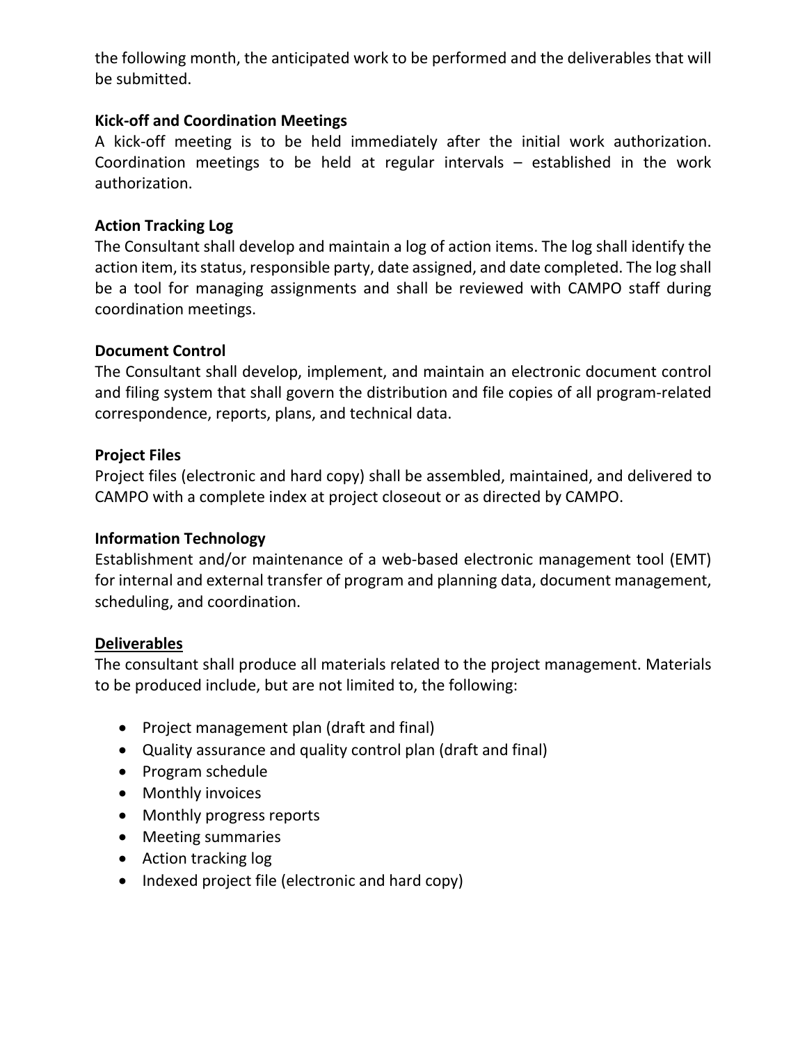the following month, the anticipated work to be performed and the deliverables that will be submitted.

**Kick-off and Coordination Meetings**

A kick-off meeting is to be held immediately after the initial work authorization. Coordination meetings to be held at regular intervals – established in the work authorization.

**Action Tracking Log**

The Consultant shall develop and maintain a log of action items. The log shall identify the action item, its status, responsible party, date assigned, and date completed. The log shall be a tool for managing assignments and shall be reviewed with CAMPO staff during coordination meetings.

**Document Control**

The Consultant shall develop, implement, and maintain an electronic document control and filing system that shall govern the distribution and file copies of all program-related correspondence, reports, plans, and technical data.

**Project Files**

Project files (electronic and hard copy) shall be assembled, maintained, and delivered to CAMPO with a complete index at project closeout or as directed by CAMPO.

**Information Technology**

Establishment and/or maintenance of a web-based electronic management tool (EMT) for internal and external transfer of program and planning data, document management, scheduling, and coordination.

**<u>Deliverables</u>**

The consultant shall produce all materials related to the project management. Materials to be produced include, but are not limited to, the following:

- Project management plan (draft and final)
- Quality assurance and quality control plan (draft and final)
- Program schedule
- Monthly invoices
- Monthly progress reports
- Meeting summaries
- Action tracking log
- Indexed project file (electronic and hard copy)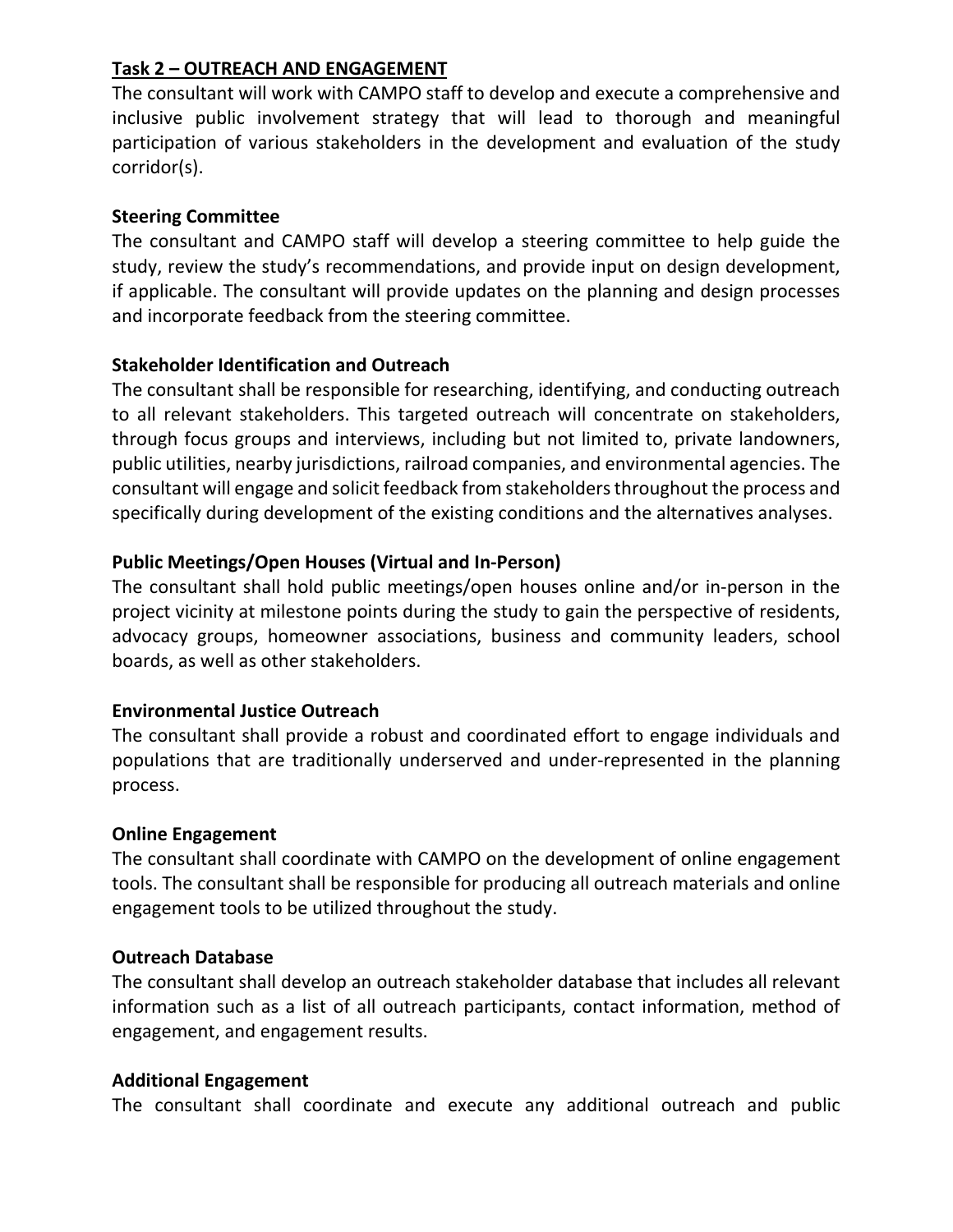**Task 2 – OUTREACH AND ENGAGEMENT**

The consultant will work with CAMPO staff to develop and execute a comprehensive and inclusive public involvement strategy that will lead to thorough and meaningful participation of various stakeholders in the development and evaluation of the study corridor(s).

**Steering Committee**

The consultant and CAMPO staff will develop a steering committee to help guide the study, review the study's recommendations, and provide input on design development, if applicable. The consultant will provide updates on the planning and design processes and incorporate feedback from the steering committee.

**Stakeholder Identification and Outreach**

The consultant shall be responsible for researching, identifying, and conducting outreach to all relevant stakeholders. This targeted outreach will concentrate on stakeholders, through focus groups and interviews, including but not limited to, private landowners, public utilities, nearby jurisdictions, railroad companies, and environmental agencies. The consultant will engage and solicit feedback from stakeholders throughout the process and specifically during development of the existing conditions and the alternatives analyses.

**Public Meetings/Open Houses (Virtual and In-Person)**

The consultant shall hold public meetings/open houses online and/or in-person in the project vicinity at milestone points during the study to gain the perspective of residents, advocacy groups, homeowner associations, business and community leaders, school boards, as well as other stakeholders.

**Environmental Justice Outreach**

The consultant shall provide a robust and coordinated effort to engage individuals and populations that are traditionally underserved and under-represented in the planning process.

**Online Engagement**

The consultant shall coordinate with CAMPO on the development of online engagement tools. The consultant shall be responsible for producing all outreach materials and online engagement tools to be utilized throughout the study.

**Outreach Database**

The consultant shall develop an outreach stakeholder database that includes all relevant information such as a list of all outreach participants, contact information, method of engagement, and engagement results.

**Additional Engagement**

The consultant shall coordinate and execute any additional outreach and public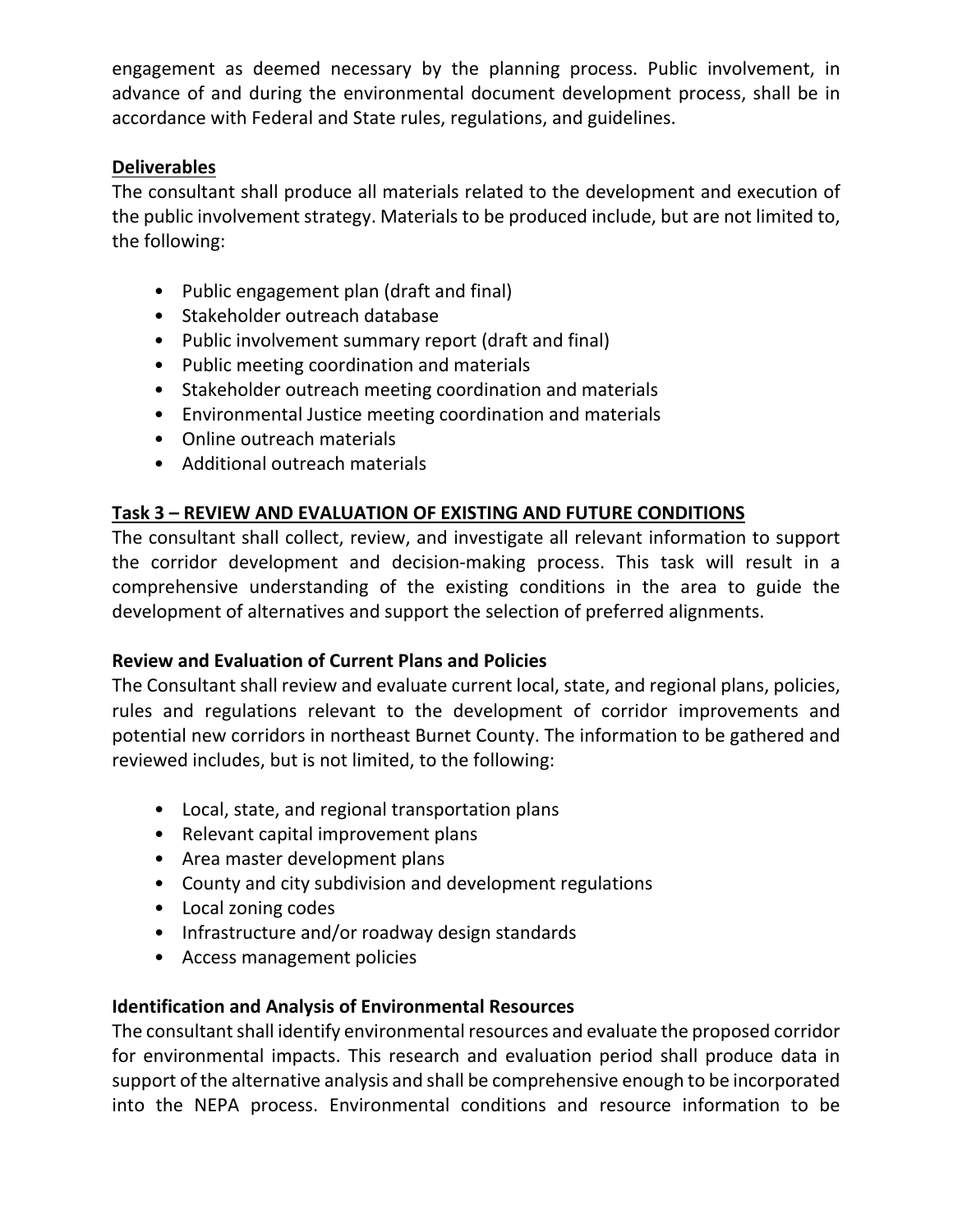engagement as deemed necessary by the planning process. Public involvement, in advance of and during the environmental document development process, shall be in accordance with Federal and State rules, regulations, and guidelines.

**Deliverables**

The consultant shall produce all materials related to the development and execution of the public involvement strategy. Materials to be produced include, but are not limited to, the following:

- Public engagement plan (draft and final)
- Stakeholder outreach database
- Public involvement summary report (draft and final)
- Public meeting coordination and materials
- Stakeholder outreach meeting coordination and materials
- Environmental Justice meeting coordination and materials
- Online outreach materials
- Additional outreach materials

## Task 3 – REVIEW AND EVALUATION OF EXISTING AND FUTURE CONDITIONS

The consultant shall collect, review, and investigate all relevant information to support the corridor development and decision-making process. This task will result in a comprehensive understanding of the existing conditions in the area to guide the development of alternatives and support the selection of preferred alignments.

### Review and Evaluation of Current Plans and Policies

The Consultant shall review and evaluate current local, state, and regional plans, policies, rules and regulations relevant to the development of corridor improvements and potential new corridors in northeast Burnet County. The information to be gathered and reviewed includes, but is not limited, to the following:

- Local, state, and regional transportation plans
- Relevant capital improvement plans
- Area master development plans
- County and city subdivision and development regulations
- Local zoning codes
- Infrastructure and/or roadway design standards
- Access management policies

### Identification and Analysis of Environmental Resources

The consultant shall identify environmental resources and evaluate the proposed corridor for environmental impacts. This research and evaluation period shall produce data in support of the alternative analysis and shall be comprehensive enough to be incorporated into the NEPA process. Environmental conditions and resource information to be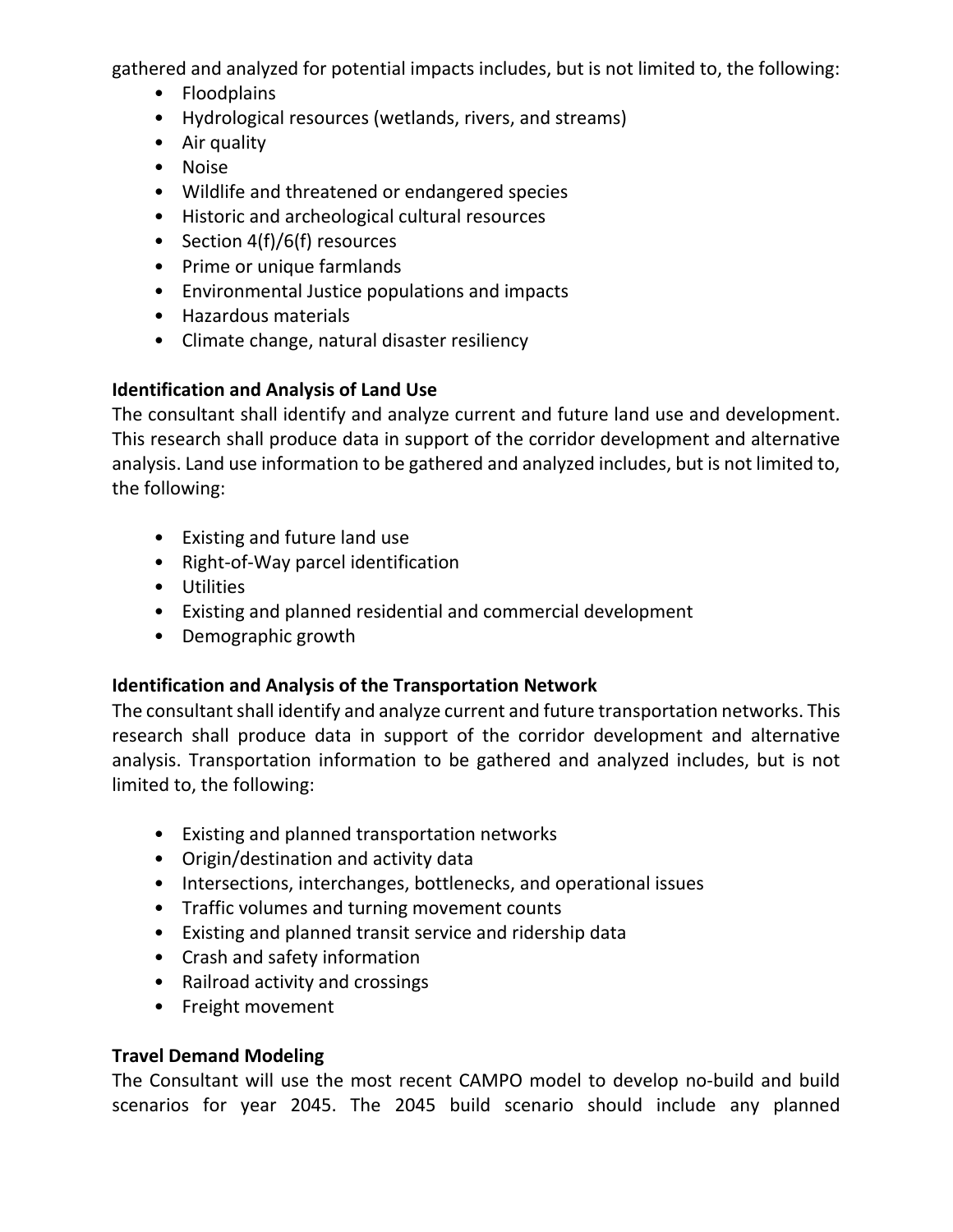gathered and analyzed for potential impacts includes, but is not limited to, the following:

- Floodplains
- Hydrological resources (wetlands, rivers, and streams)
- Air quality
- Noise
- Wildlife and threatened or endangered species
- Historic and archeological cultural resources
- Section 4(f)/6(f) resources
- Prime or unique farmlands
- Environmental Justice populations and impacts
- Hazardous materials
- Climate change, natural disaster resiliency

**Identification and Analysis of Land Use**

The consultant shall identify and analyze current and future land use and development. This research shall produce data in support of the corridor development and alternative analysis. Land use information to be gathered and analyzed includes, but is not limited to, the following:

- Existing and future land use
- Right-of-Way parcel identification
- Utilities
- Existing and planned residential and commercial development
- Demographic growth

**Identification and Analysis of the Transportation Network**

The consultant shall identify and analyze current and future transportation networks. This research shall produce data in support of the corridor development and alternative analysis. Transportation information to be gathered and analyzed includes, but is not limited to, the following:

- Existing and planned transportation networks
- Origin/destination and activity data
- Intersections, interchanges, bottlenecks, and operational issues
- Traffic volumes and turning movement counts
- Existing and planned transit service and ridership data
- Crash and safety information
- Railroad activity and crossings
- Freight movement

**Travel Demand Modeling**

The Consultant will use the most recent CAMPO model to develop no-build and build scenarios for year 2045. The 2045 build scenario should include any planned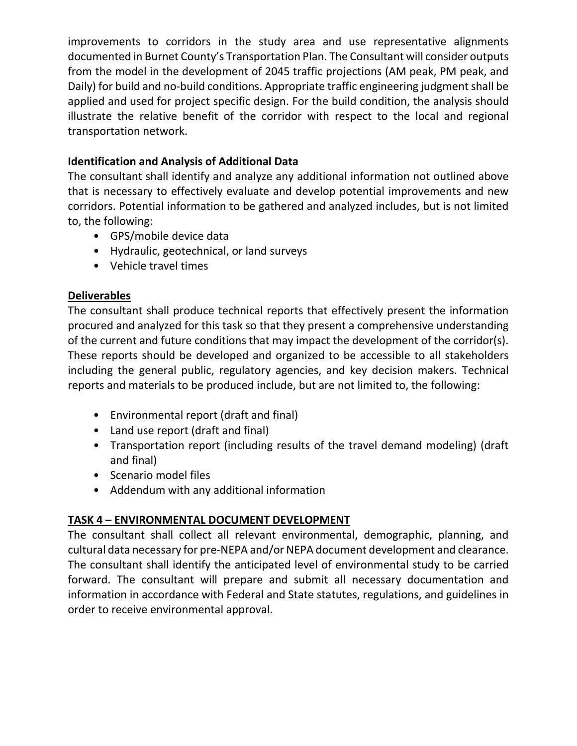improvements to corridors in the study area and use representative alignments documented in Burnet County's Transportation Plan. The Consultant will consider outputs from the model in the development of 2045 traffic projections (AM peak, PM peak, and Daily) for build and no-build conditions. Appropriate traffic engineering judgment shall be applied and used for project specific design. For the build condition, the analysis should illustrate the relative benefit of the corridor with respect to the local and regional transportation network.

**Identification and Analysis of Additional Data**

The consultant shall identify and analyze any additional information not outlined above that is necessary to effectively evaluate and develop potential improvements and new corridors. Potential information to be gathered and analyzed includes, but is not limited to, the following:

- GPS/mobile device data
- Hydraulic, geotechnical, or land surveys
- Vehicle travel times

**Deliverables**

The consultant shall produce technical reports that effectively present the information procured and analyzed for this task so that they present a comprehensive understanding of the current and future conditions that may impact the development of the corridor(s). These reports should be developed and organized to be accessible to all stakeholders including the general public, regulatory agencies, and key decision makers. Technical reports and materials to be produced include, but are not limited to, the following:

- Environmental report (draft and final)
- Land use report (draft and final)
- Transportation report (including results of the travel demand modeling) (draft and final)
- Scenario model files
- Addendum with any additional information

## TASK 4 – ENVIRONMENTAL DOCUMENT DEVELOPMENT

The consultant shall collect all relevant environmental, demographic, planning, and cultural data necessary for pre-NEPA and/or NEPA document development and clearance. The consultant shall identify the anticipated level of environmental study to be carried forward. The consultant will prepare and submit all necessary documentation and information in accordance with Federal and State statutes, regulations, and guidelines in order to receive environmental approval.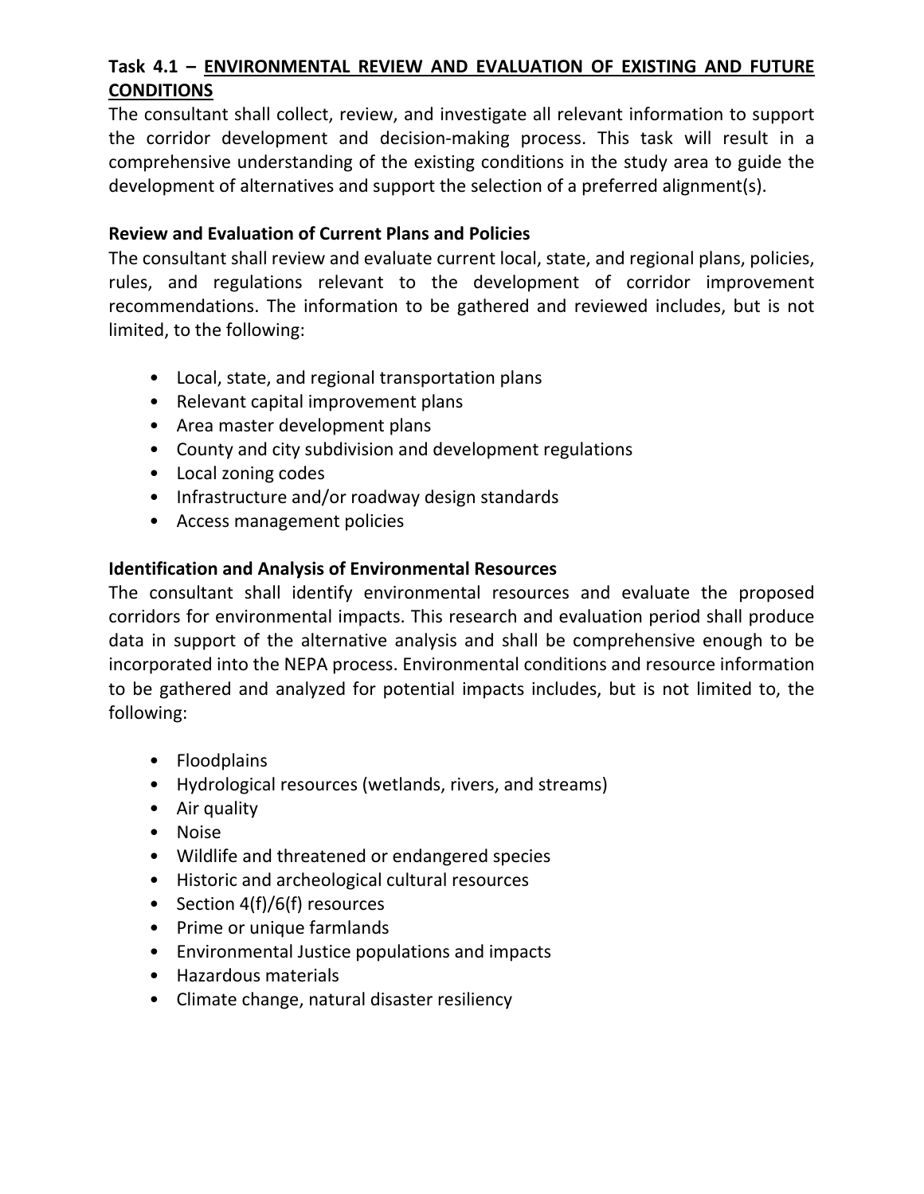### Task 4.1 – ENVIRONMENTAL REVIEW AND EVALUATION OF EXISTING AND FUTURE CONDITIONS

The consultant shall collect, review, and investigate all relevant information to support the corridor development and decision-making process. This task will result in a comprehensive understanding of the existing conditions in the study area to guide the development of alternatives and support the selection of a preferred alignment(s).

**Review and Evaluation of Current Plans and Policies**

The consultant shall review and evaluate current local, state, and regional plans, policies, rules, and regulations relevant to the development of corridor improvement recommendations. The information to be gathered and reviewed includes, but is not limited, to the following:

- Local, state, and regional transportation plans
- Relevant capital improvement plans
- Area master development plans
- County and city subdivision and development regulations
- Local zoning codes
- Infrastructure and/or roadway design standards
- Access management policies

**Identification and Analysis of Environmental Resources**

The consultant shall identify environmental resources and evaluate the proposed corridors for environmental impacts. This research and evaluation period shall produce data in support of the alternative analysis and shall be comprehensive enough to be incorporated into the NEPA process. Environmental conditions and resource information to be gathered and analyzed for potential impacts includes, but is not limited to, the following:

- Floodplains
- Hydrological resources (wetlands, rivers, and streams)
- Air quality
- Noise
- Wildlife and threatened or endangered species
- Historic and archeological cultural resources
- Section 4(f)/6(f) resources
- Prime or unique farmlands
- Environmental Justice populations and impacts
- Hazardous materials
- Climate change, natural disaster resiliency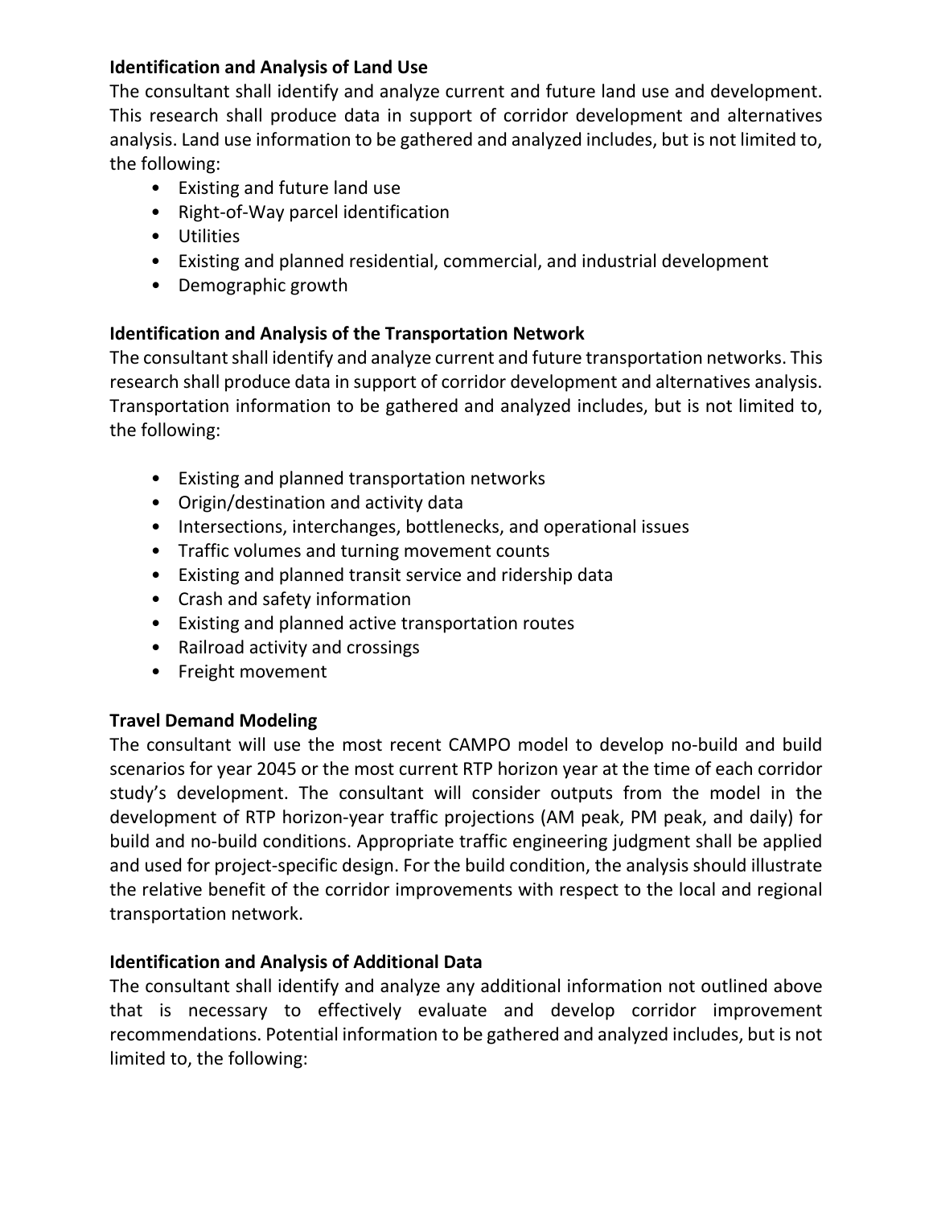**Identification and Analysis of Land Use**

The consultant shall identify and analyze current and future land use and development. This research shall produce data in support of corridor development and alternatives analysis. Land use information to be gathered and analyzed includes, but is not limited to, the following:

- Existing and future land use
- Right-of-Way parcel identification
- Utilities
- Existing and planned residential, commercial, and industrial development
- Demographic growth

**Identification and Analysis of the Transportation Network**

The consultant shall identify and analyze current and future transportation networks. This research shall produce data in support of corridor development and alternatives analysis. Transportation information to be gathered and analyzed includes, but is not limited to, the following:

- Existing and planned transportation networks
- Origin/destination and activity data
- Intersections, interchanges, bottlenecks, and operational issues
- Traffic volumes and turning movement counts
- Existing and planned transit service and ridership data
- Crash and safety information
- Existing and planned active transportation routes
- Railroad activity and crossings
- Freight movement

**Travel Demand Modeling**

The consultant will use the most recent CAMPO model to develop no-build and build scenarios for year 2045 or the most current RTP horizon year at the time of each corridor study's development. The consultant will consider outputs from the model in the development of RTP horizon-year traffic projections (AM peak, PM peak, and daily) for build and no-build conditions. Appropriate traffic engineering judgment shall be applied and used for project-specific design. For the build condition, the analysis should illustrate the relative benefit of the corridor improvements with respect to the local and regional transportation network.

**Identification and Analysis of Additional Data**

The consultant shall identify and analyze any additional information not outlined above that is necessary to effectively evaluate and develop corridor improvement recommendations. Potential information to be gathered and analyzed includes, but is not limited to, the following: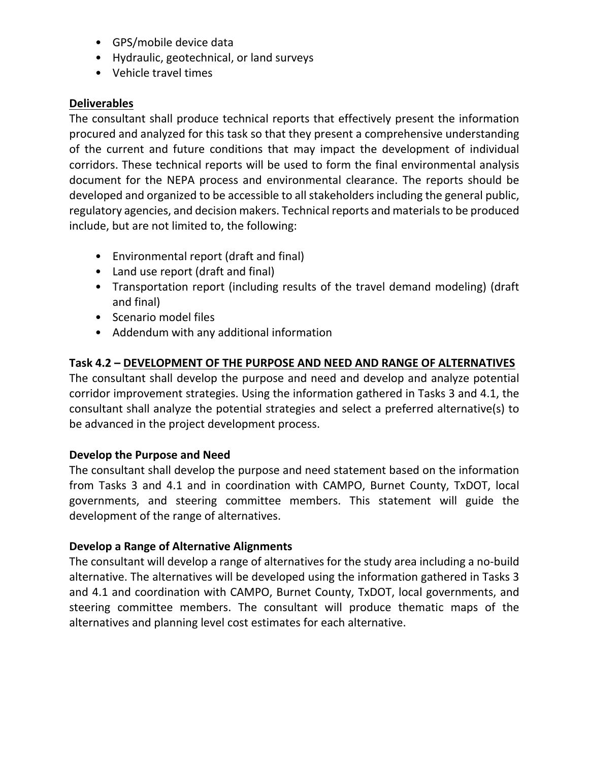- GPS/mobile device data
- Hydraulic, geotechnical, or land surveys
- Vehicle travel times

**Deliverables**

The consultant shall produce technical reports that effectively present the information procured and analyzed for this task so that they present a comprehensive understanding of the current and future conditions that may impact the development of individual corridors. These technical reports will be used to form the final environmental analysis document for the NEPA process and environmental clearance. The reports should be developed and organized to be accessible to all stakeholders including the general public, regulatory agencies, and decision makers. Technical reports and materials to be produced include, but are not limited to, the following:

- Environmental report (draft and final)
- Land use report (draft and final)
- Transportation report (including results of the travel demand modeling) (draft and final)
- Scenario model files
- Addendum with any additional information

**Task 4.2 – DEVELOPMENT OF THE PURPOSE AND NEED AND RANGE OF ALTERNATIVES**

The consultant shall develop the purpose and need and develop and analyze potential corridor improvement strategies. Using the information gathered in Tasks 3 and 4.1, the consultant shall analyze the potential strategies and select a preferred alternative(s) to be advanced in the project development process.

**Develop the Purpose and Need**

The consultant shall develop the purpose and need statement based on the information from Tasks 3 and 4.1 and in coordination with CAMPO, Burnet County, TxDOT, local governments, and steering committee members. This statement will guide the development of the range of alternatives.

**Develop a Range of Alternative Alignments**

The consultant will develop a range of alternatives for the study area including a no-build alternative. The alternatives will be developed using the information gathered in Tasks 3 and 4.1 and coordination with CAMPO, Burnet County, TxDOT, local governments, and steering committee members. The consultant will produce thematic maps of the alternatives and planning level cost estimates for each alternative.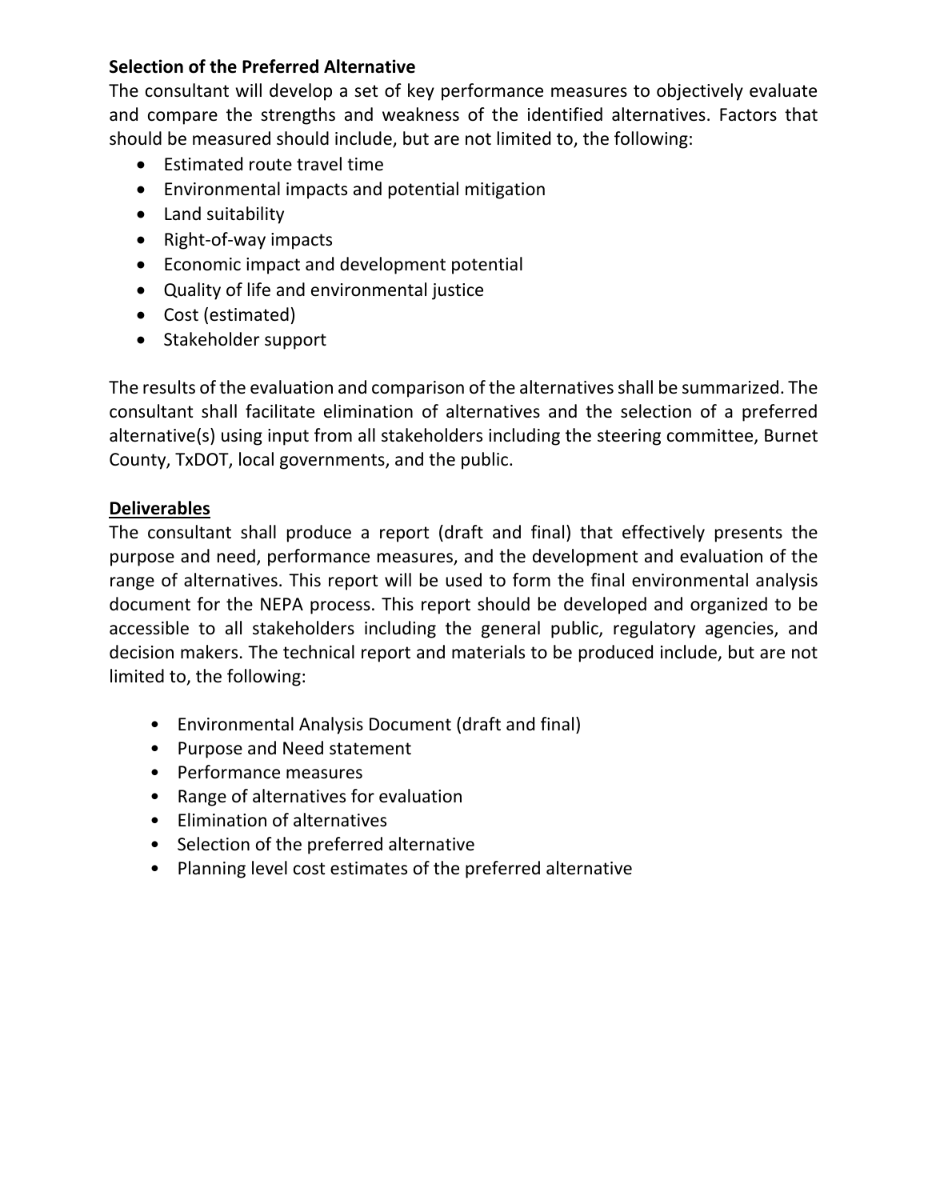**Selection of the Preferred Alternative**

The consultant will develop a set of key performance measures to objectively evaluate and compare the strengths and weakness of the identified alternatives. Factors that should be measured should include, but are not limited to, the following:

- Estimated route travel time
- Environmental impacts and potential mitigation
- Land suitability
- Right-of-way impacts
- Economic impact and development potential
- Quality of life and environmental justice
- Cost (estimated)
- Stakeholder support

The results of the evaluation and comparison of the alternatives shall be summarized. The consultant shall facilitate elimination of alternatives and the selection of a preferred alternative(s) using input from all stakeholders including the steering committee, Burnet County, TxDOT, local governments, and the public.

**Deliverables**

The consultant shall produce a report (draft and final) that effectively presents the purpose and need, performance measures, and the development and evaluation of the range of alternatives. This report will be used to form the final environmental analysis document for the NEPA process. This report should be developed and organized to be accessible to all stakeholders including the general public, regulatory agencies, and decision makers. The technical report and materials to be produced include, but are not limited to, the following:

- Environmental Analysis Document (draft and final)
- Purpose and Need statement
- Performance measures
- Range of alternatives for evaluation
- Elimination of alternatives
- Selection of the preferred alternative
- Planning level cost estimates of the preferred alternative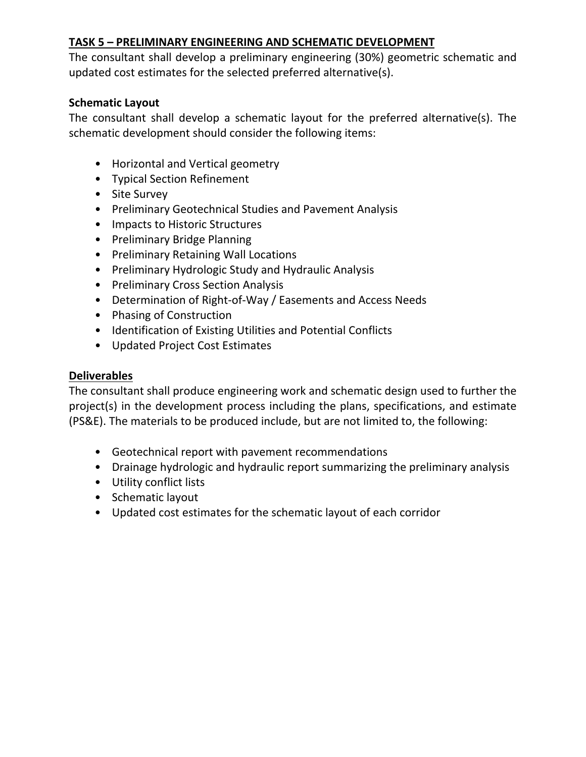## TASK 5 – PRELIMINARY ENGINEERING AND SCHEMATIC DEVELOPMENT

The consultant shall develop a preliminary engineering (30%) geometric schematic and updated cost estimates for the selected preferred alternative(s).

**Schematic Layout**

The consultant shall develop a schematic layout for the preferred alternative(s). The schematic development should consider the following items:

- Horizontal and Vertical geometry
- Typical Section Refinement
- Site Survey
- Preliminary Geotechnical Studies and Pavement Analysis
- Impacts to Historic Structures
- Preliminary Bridge Planning
- Preliminary Retaining Wall Locations
- Preliminary Hydrologic Study and Hydraulic Analysis
- Preliminary Cross Section Analysis
- Determination of Right-of-Way / Easements and Access Needs
- Phasing of Construction
- Identification of Existing Utilities and Potential Conflicts
- Updated Project Cost Estimates

**Deliverables**

The consultant shall produce engineering work and schematic design used to further the project(s) in the development process including the plans, specifications, and estimate (PS&E). The materials to be produced include, but are not limited to, the following:

- Geotechnical report with pavement recommendations
- Drainage hydrologic and hydraulic report summarizing the preliminary analysis
- Utility conflict lists
- Schematic layout
- Updated cost estimates for the schematic layout of each corridor